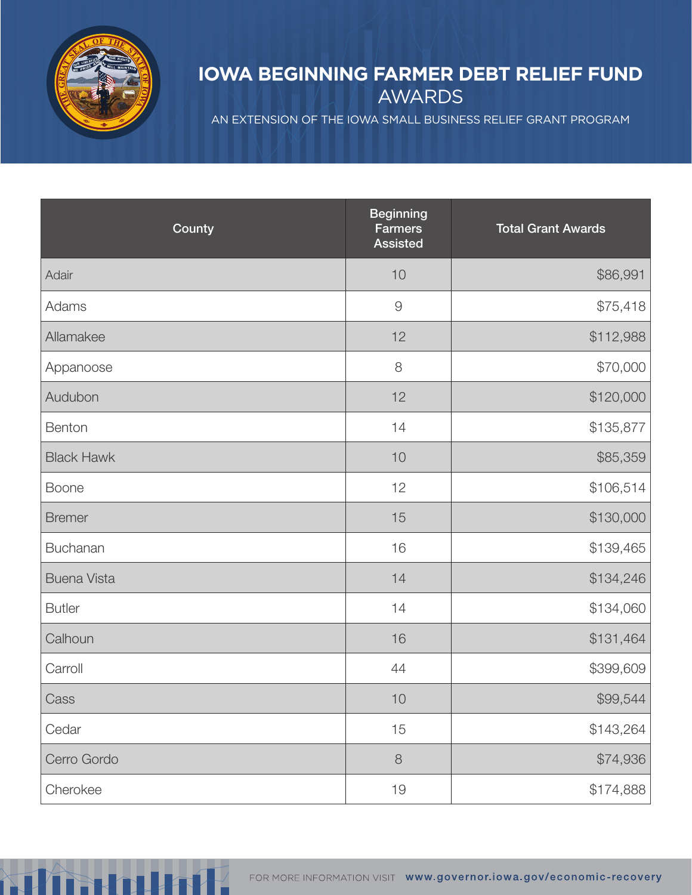# IOWA BEGINNING FARMER DEBT RELIEF FUND AWARDS

AN EXTENSION OF THE IOWA SMALL BUSINESS RELIEF GRANT PROGRAM

| County | Beginning Farmers Assisted | Total Grant Awards |
|---|---|---|
| Adair | 10 | $86,991 |
| Adams | 9 | $75,418 |
| Allamakee | 12 | $112,988 |
| Appanoose | 8 | $70,000 |
| Audubon | 12 | $120,000 |
| Benton | 14 | $135,877 |
| Black Hawk | 10 | $85,359 |
| Boone | 12 | $106,514 |
| Bremer | 15 | $130,000 |
| Buchanan | 16 | $139,465 |
| Buena Vista | 14 | $134,246 |
| Butler | 14 | $134,060 |
| Calhoun | 16 | $131,464 |
| Carroll | 44 | $399,609 |
| Cass | 10 | $99,544 |
| Cedar | 15 | $143,264 |
| Cerro Gordo | 8 | $74,936 |
| Cherokee | 19 | $174,888 |

FOR MORE INFORMATION VISIT www.governor.iowa.gov/economic-recovery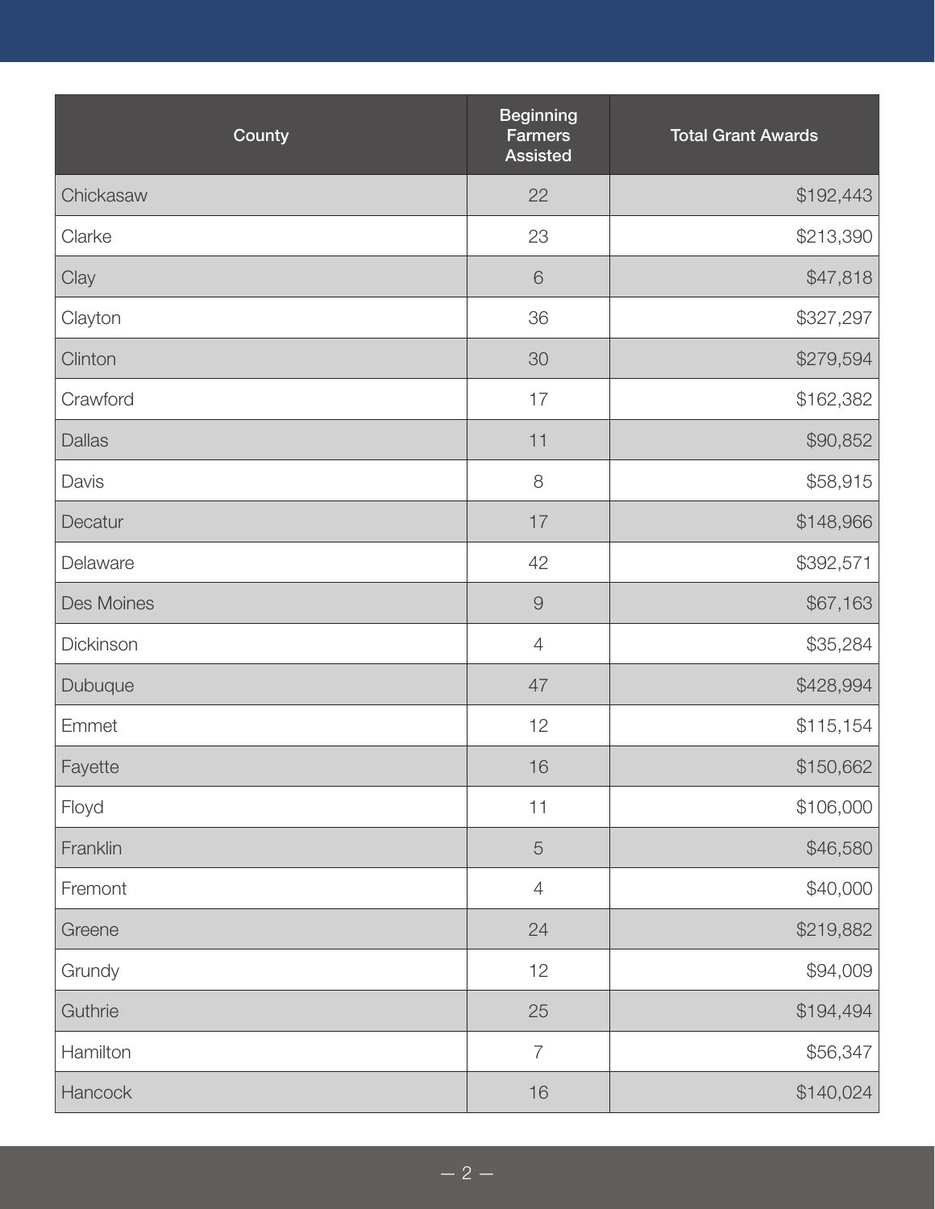| County | Beginning Farmers Assisted | Total Grant Awards |
|---|---|---|
| Chickasaw | 22 | $192,443 |
| Clarke | 23 | $213,390 |
| Clay | 6 | $47,818 |
| Clayton | 36 | $327,297 |
| Clinton | 30 | $279,594 |
| Crawford | 17 | $162,382 |
| Dallas | 11 | $90,852 |
| Davis | 8 | $58,915 |
| Decatur | 17 | $148,966 |
| Delaware | 42 | $392,571 |
| Des Moines | 9 | $67,163 |
| Dickinson | 4 | $35,284 |
| Dubuque | 47 | $428,994 |
| Emmet | 12 | $115,154 |
| Fayette | 16 | $150,662 |
| Floyd | 11 | $106,000 |
| Franklin | 5 | $46,580 |
| Fremont | 4 | $40,000 |
| Greene | 24 | $219,882 |
| Grundy | 12 | $94,009 |
| Guthrie | 25 | $194,494 |
| Hamilton | 7 | $56,347 |
| Hancock | 16 | $140,024 |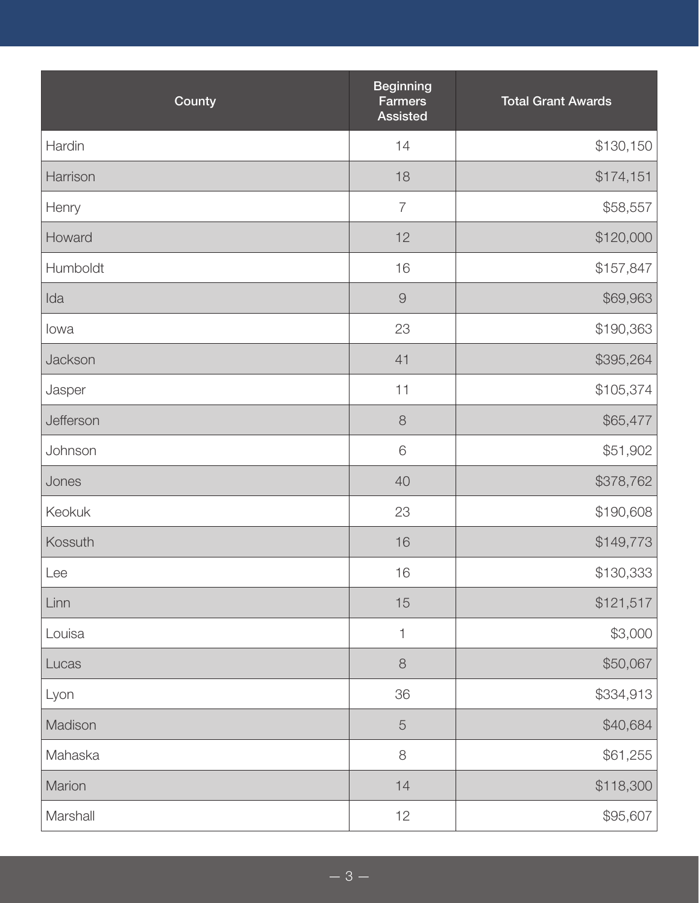| County | Beginning Farmers Assisted | Total Grant Awards |
|---|---|---|
| Hardin | 14 | $130,150 |
| Harrison | 18 | $174,151 |
| Henry | 7 | $58,557 |
| Howard | 12 | $120,000 |
| Humboldt | 16 | $157,847 |
| Ida | 9 | $69,963 |
| Iowa | 23 | $190,363 |
| Jackson | 41 | $395,264 |
| Jasper | 11 | $105,374 |
| Jefferson | 8 | $65,477 |
| Johnson | 6 | $51,902 |
| Jones | 40 | $378,762 |
| Keokuk | 23 | $190,608 |
| Kossuth | 16 | $149,773 |
| Lee | 16 | $130,333 |
| Linn | 15 | $121,517 |
| Louisa | 1 | $3,000 |
| Lucas | 8 | $50,067 |
| Lyon | 36 | $334,913 |
| Madison | 5 | $40,684 |
| Mahaska | 8 | $61,255 |
| Marion | 14 | $118,300 |
| Marshall | 12 | $95,607 |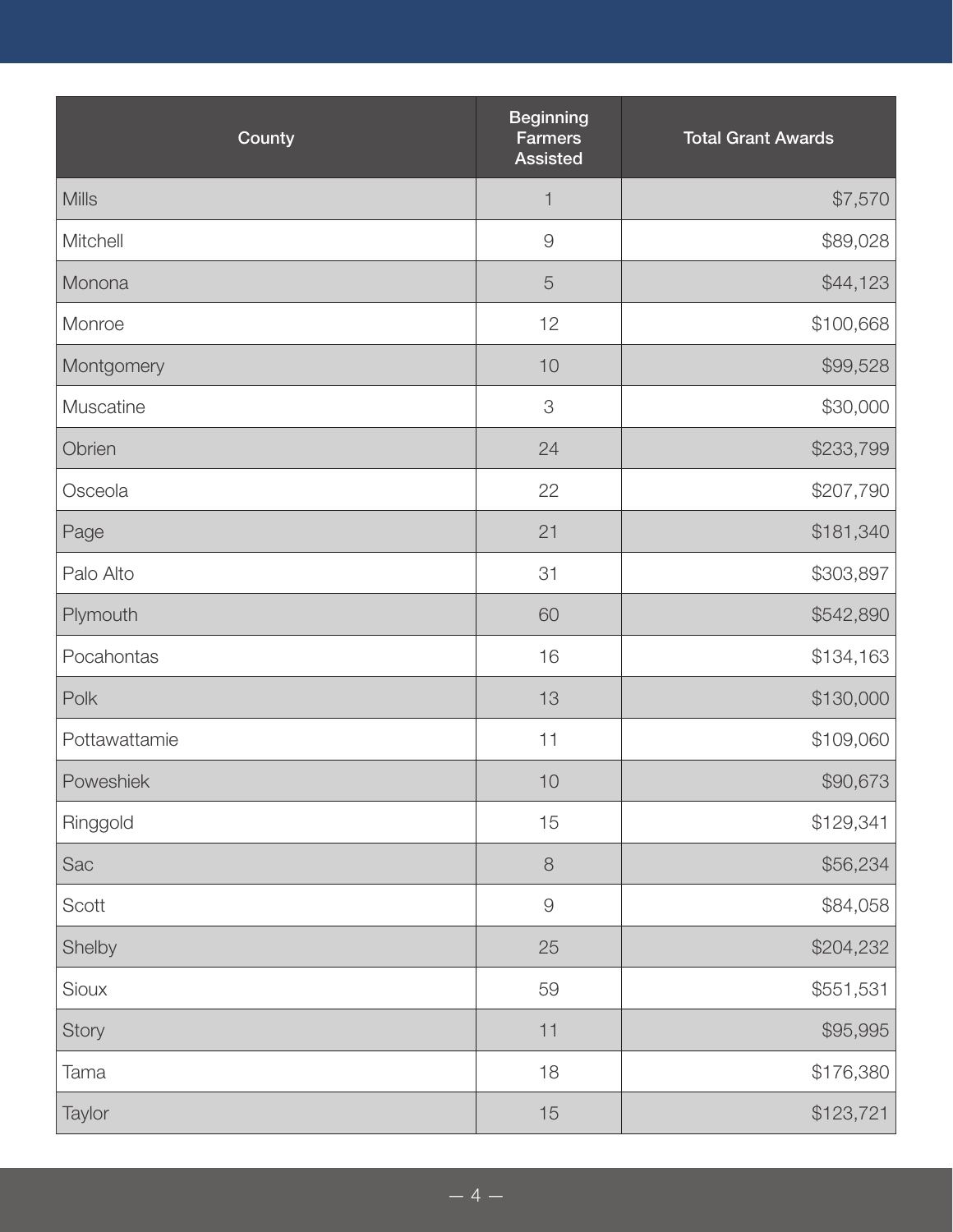| County | Beginning Farmers Assisted | Total Grant Awards |
|---|---|---|
| Mills | 1 | $7,570 |
| Mitchell | 9 | $89,028 |
| Monona | 5 | $44,123 |
| Monroe | 12 | $100,668 |
| Montgomery | 10 | $99,528 |
| Muscatine | 3 | $30,000 |
| Obrien | 24 | $233,799 |
| Osceola | 22 | $207,790 |
| Page | 21 | $181,340 |
| Palo Alto | 31 | $303,897 |
| Plymouth | 60 | $542,890 |
| Pocahontas | 16 | $134,163 |
| Polk | 13 | $130,000 |
| Pottawattamie | 11 | $109,060 |
| Poweshiek | 10 | $90,673 |
| Ringgold | 15 | $129,341 |
| Sac | 8 | $56,234 |
| Scott | 9 | $84,058 |
| Shelby | 25 | $204,232 |
| Sioux | 59 | $551,531 |
| Story | 11 | $95,995 |
| Tama | 18 | $176,380 |
| Taylor | 15 | $123,721 |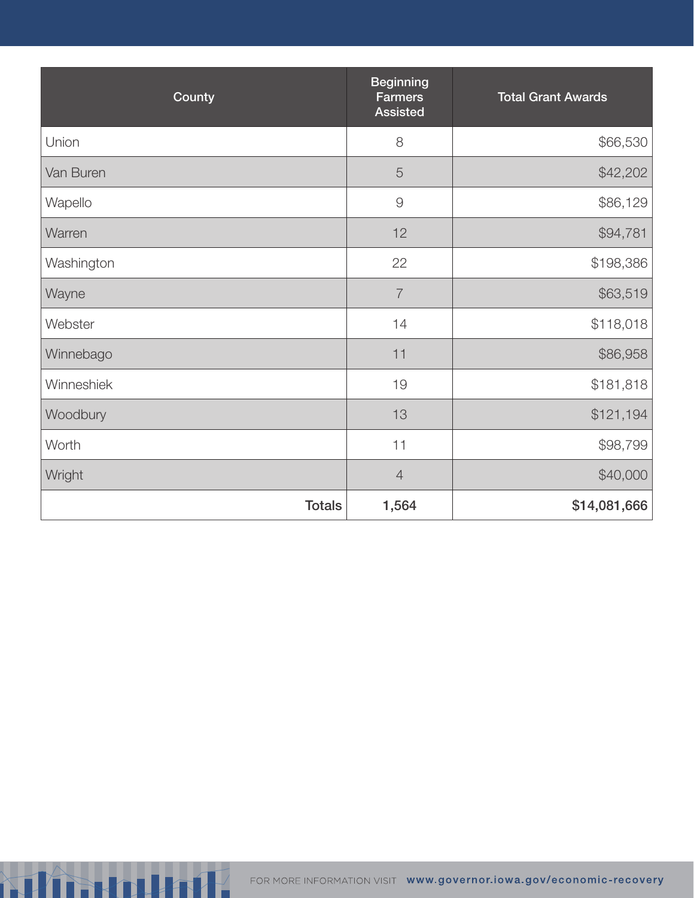| County | Beginning Farmers Assisted | Total Grant Awards |
|---|---|---|
| Union | 8 | $66,530 |
| Van Buren | 5 | $42,202 |
| Wapello | 9 | $86,129 |
| Warren | 12 | $94,781 |
| Washington | 22 | $198,386 |
| Wayne | 7 | $63,519 |
| Webster | 14 | $118,018 |
| Winnebago | 11 | $86,958 |
| Winneshiek | 19 | $181,818 |
| Woodbury | 13 | $121,194 |
| Worth | 11 | $98,799 |
| Wright | 4 | $40,000 |
| **Totals** | **1,564** | **$14,081,666** |

FOR MORE INFORMATION VISIT **www.governor.iowa.gov/economic-recovery**